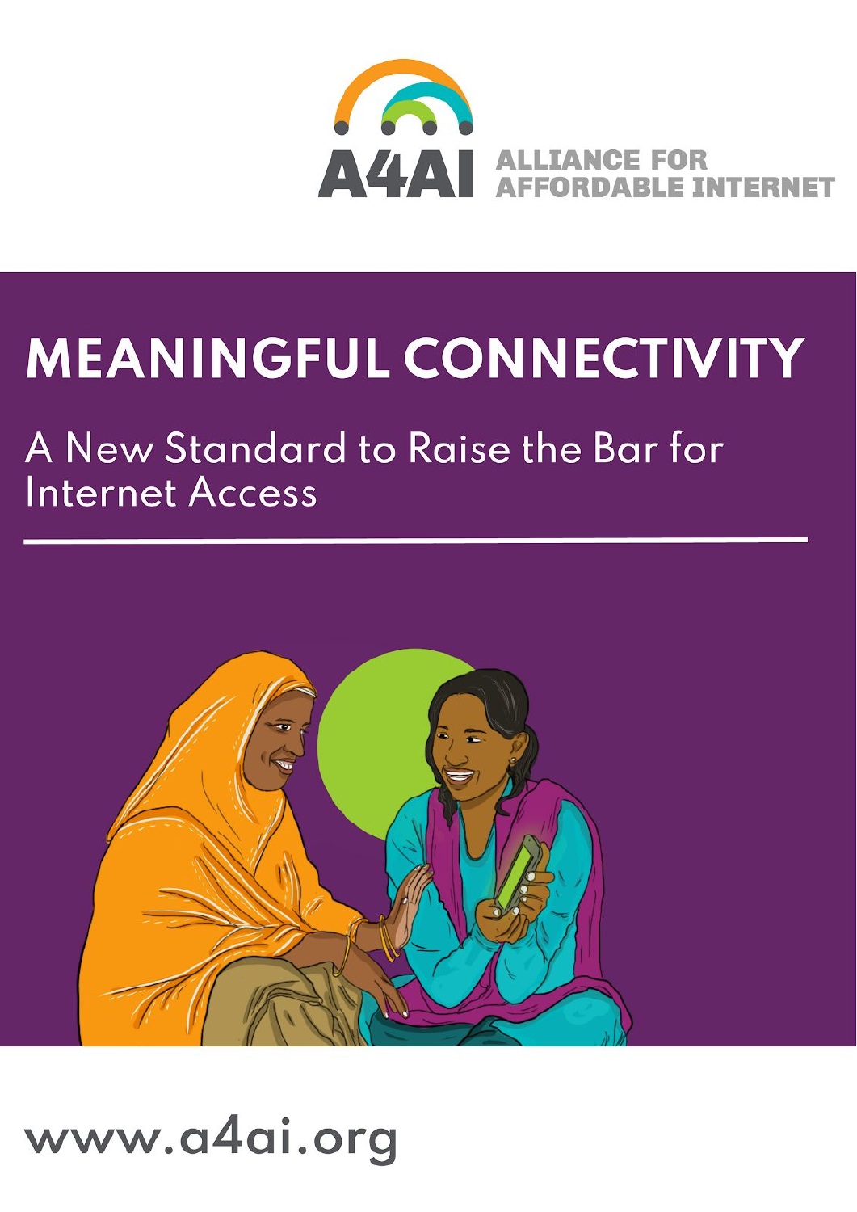A4AI ALLIANCE FOR AFFORDABLE INTERNET

# MEANINGFUL CONNECTIVITY

## A New Standard to Raise the Bar for Internet Access

www.a4ai.org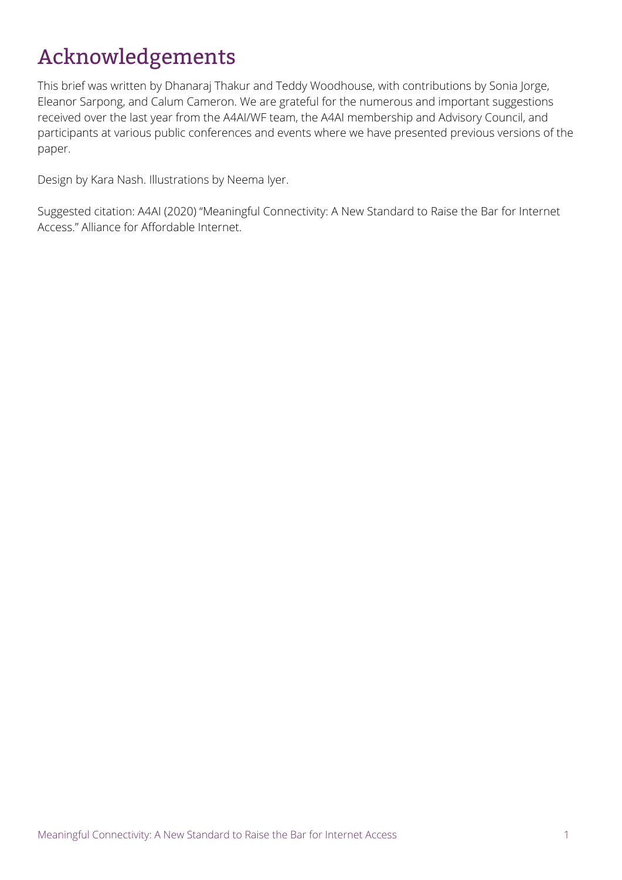# Acknowledgements

This brief was written by Dhanaraj Thakur and Teddy Woodhouse, with contributions by Sonia Jorge, Eleanor Sarpong, and Calum Cameron. We are grateful for the numerous and important suggestions received over the last year from the A4AI/WF team, the A4AI membership and Advisory Council, and participants at various public conferences and events where we have presented previous versions of the paper.

Design by Kara Nash. Illustrations by Neema Iyer.

Suggested citation: A4AI (2020) "Meaningful Connectivity: A New Standard to Raise the Bar for Internet Access." Alliance for Affordable Internet.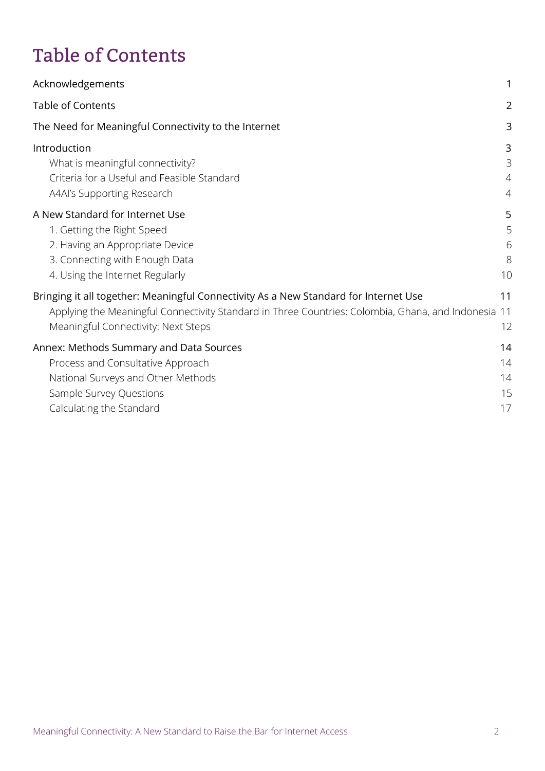# Table of Contents

| | |
|---|---|
| Acknowledgements | 1 |
| Table of Contents | 2 |
| The Need for Meaningful Connectivity to the Internet | 3 |
| Introduction | 3 |
| What is meaningful connectivity? | 3 |
| Criteria for a Useful and Feasible Standard | 4 |
| A4AI's Supporting Research | 4 |
| A New Standard for Internet Use | 5 |
| 1. Getting the Right Speed | 5 |
| 2. Having an Appropriate Device | 6 |
| 3. Connecting with Enough Data | 8 |
| 4. Using the Internet Regularly | 10 |
| Bringing it all together: Meaningful Connectivity As a New Standard for Internet Use | 11 |
| Applying the Meaningful Connectivity Standard in Three Countries: Colombia, Ghana, and Indonesia | 11 |
| Meaningful Connectivity: Next Steps | 12 |
| Annex: Methods Summary and Data Sources | 14 |
| Process and Consultative Approach | 14 |
| National Surveys and Other Methods | 14 |
| Sample Survey Questions | 15 |
| Calculating the Standard | 17 |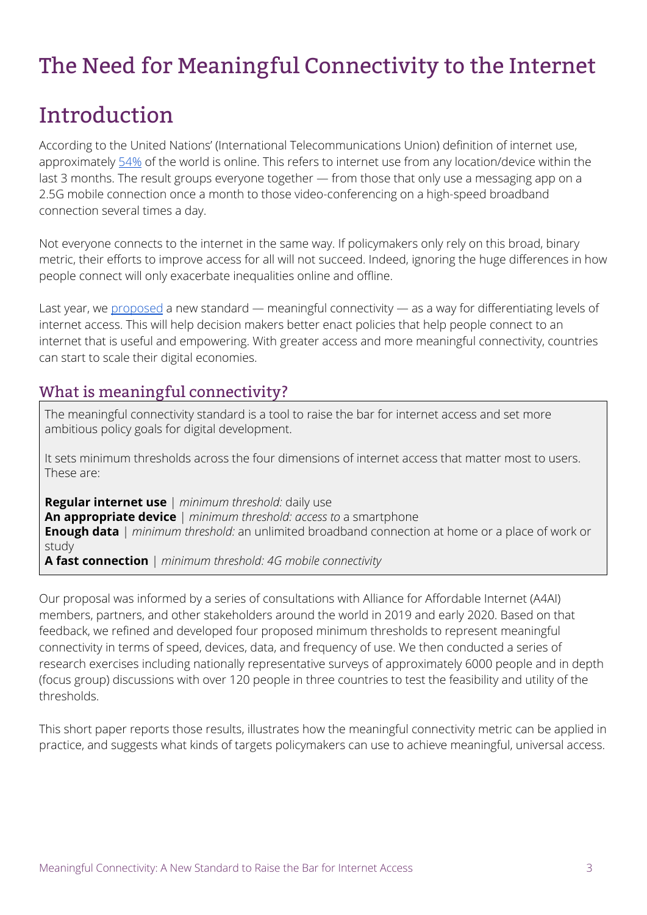# The Need for Meaningful Connectivity to the Internet

# Introduction

According to the United Nations' (International Telecommunications Union) definition of internet use, approximately 54% of the world is online. This refers to internet use from any location/device within the last 3 months. The result groups everyone together — from those that only use a messaging app on a 2.5G mobile connection once a month to those video-conferencing on a high-speed broadband connection several times a day.

Not everyone connects to the internet in the same way. If policymakers only rely on this broad, binary metric, their efforts to improve access for all will not succeed. Indeed, ignoring the huge differences in how people connect will only exacerbate inequalities online and offline.

Last year, we proposed a new standard — meaningful connectivity — as a way for differentiating levels of internet access. This will help decision makers better enact policies that help people connect to an internet that is useful and empowering. With greater access and more meaningful connectivity, countries can start to scale their digital economies.

## What is meaningful connectivity?

The meaningful connectivity standard is a tool to raise the bar for internet access and set more ambitious policy goals for digital development.

It sets minimum thresholds across the four dimensions of internet access that matter most to users. These are:

**Regular internet use** | *minimum threshold:* daily use
**An appropriate device** | *minimum threshold: access to* a smartphone
**Enough data** | *minimum threshold:* an unlimited broadband connection at home or a place of work or study
**A fast connection** | *minimum threshold: 4G mobile connectivity*

Our proposal was informed by a series of consultations with Alliance for Affordable Internet (A4AI) members, partners, and other stakeholders around the world in 2019 and early 2020. Based on that feedback, we refined and developed four proposed minimum thresholds to represent meaningful connectivity in terms of speed, devices, data, and frequency of use. We then conducted a series of research exercises including nationally representative surveys of approximately 6000 people and in depth (focus group) discussions with over 120 people in three countries to test the feasibility and utility of the thresholds.

This short paper reports those results, illustrates how the meaningful connectivity metric can be applied in practice, and suggests what kinds of targets policymakers can use to achieve meaningful, universal access.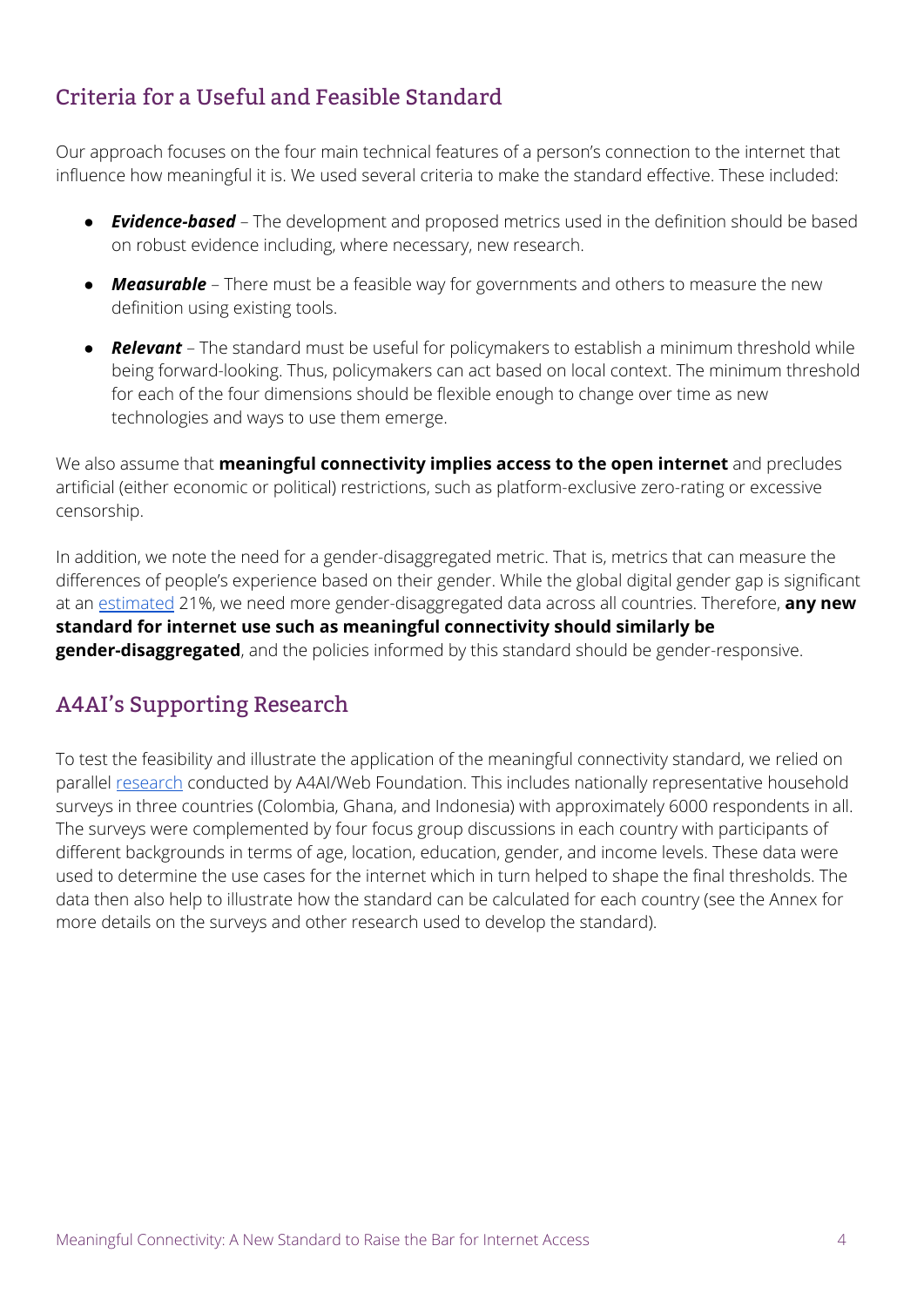## Criteria for a Useful and Feasible Standard

Our approach focuses on the four main technical features of a person's connection to the internet that influence how meaningful it is. We used several criteria to make the standard effective. These included:

- ***Evidence-based*** – The development and proposed metrics used in the definition should be based on robust evidence including, where necessary, new research.
- ***Measurable*** – There must be a feasible way for governments and others to measure the new definition using existing tools.
- ***Relevant*** – The standard must be useful for policymakers to establish a minimum threshold while being forward-looking. Thus, policymakers can act based on local context. The minimum threshold for each of the four dimensions should be flexible enough to change over time as new technologies and ways to use them emerge.

We also assume that **meaningful connectivity implies access to the open internet** and precludes artificial (either economic or political) restrictions, such as platform-exclusive zero-rating or excessive censorship.

In addition, we note the need for a gender-disaggregated metric. That is, metrics that can measure the differences of people's experience based on their gender. While the global digital gender gap is significant at an estimated 21%, we need more gender-disaggregated data across all countries. Therefore, **any new standard for internet use such as meaningful connectivity should similarly be gender-disaggregated**, and the policies informed by this standard should be gender-responsive.

## A4AI's Supporting Research

To test the feasibility and illustrate the application of the meaningful connectivity standard, we relied on parallel research conducted by A4AI/Web Foundation. This includes nationally representative household surveys in three countries (Colombia, Ghana, and Indonesia) with approximately 6000 respondents in all. The surveys were complemented by four focus group discussions in each country with participants of different backgrounds in terms of age, location, education, gender, and income levels. These data were used to determine the use cases for the internet which in turn helped to shape the final thresholds. The data then also help to illustrate how the standard can be calculated for each country (see the Annex for more details on the surveys and other research used to develop the standard).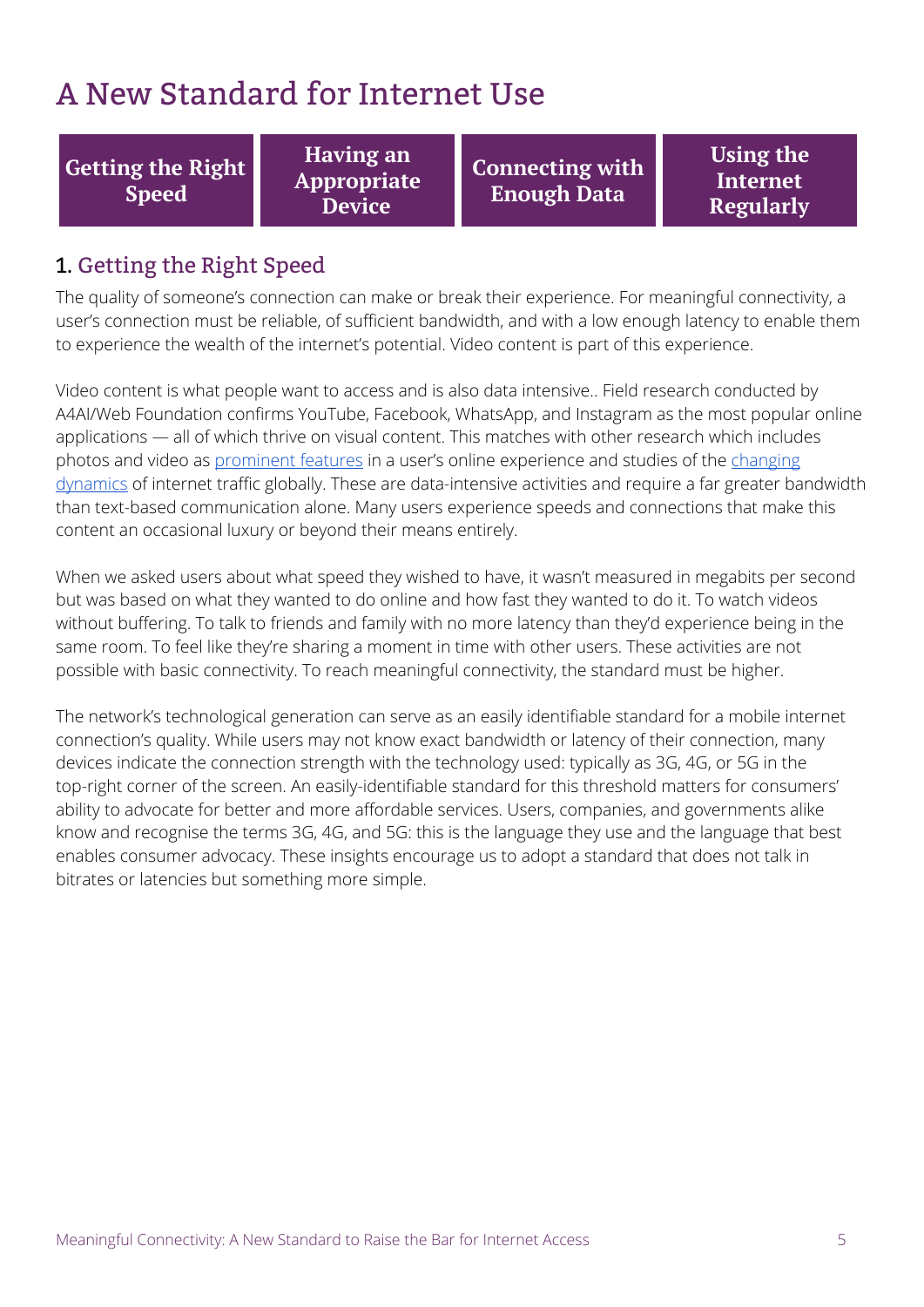# A New Standard for Internet Use

| Getting the Right Speed | Having an Appropriate Device | Connecting with Enough Data | Using the Internet Regularly |
|---|---|---|---|

## 1. Getting the Right Speed

The quality of someone's connection can make or break their experience. For meaningful connectivity, a user's connection must be reliable, of sufficient bandwidth, and with a low enough latency to enable them to experience the wealth of the internet's potential. Video content is part of this experience.

Video content is what people want to access and is also data intensive.. Field research conducted by A4AI/Web Foundation confirms YouTube, Facebook, WhatsApp, and Instagram as the most popular online applications — all of which thrive on visual content. This matches with other research which includes photos and video as prominent features in a user's online experience and studies of the changing dynamics of internet traffic globally. These are data-intensive activities and require a far greater bandwidth than text-based communication alone. Many users experience speeds and connections that make this content an occasional luxury or beyond their means entirely.

When we asked users about what speed they wished to have, it wasn't measured in megabits per second but was based on what they wanted to do online and how fast they wanted to do it. To watch videos without buffering. To talk to friends and family with no more latency than they'd experience being in the same room. To feel like they're sharing a moment in time with other users. These activities are not possible with basic connectivity. To reach meaningful connectivity, the standard must be higher.

The network's technological generation can serve as an easily identifiable standard for a mobile internet connection's quality. While users may not know exact bandwidth or latency of their connection, many devices indicate the connection strength with the technology used: typically as 3G, 4G, or 5G in the top-right corner of the screen. An easily-identifiable standard for this threshold matters for consumers' ability to advocate for better and more affordable services. Users, companies, and governments alike know and recognise the terms 3G, 4G, and 5G: this is the language they use and the language that best enables consumer advocacy. These insights encourage us to adopt a standard that does not talk in bitrates or latencies but something more simple.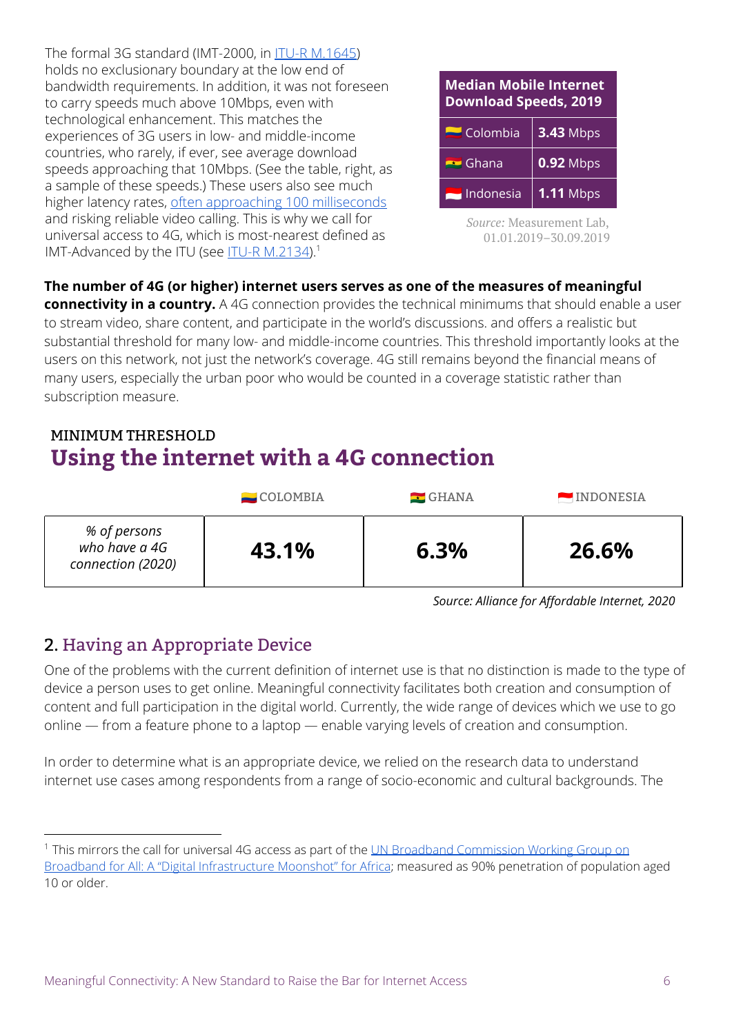The formal 3G standard (IMT-2000, in ITU-R M.1645) holds no exclusionary boundary at the low end of bandwidth requirements. In addition, it was not foreseen to carry speeds much above 10Mbps, even with technological enhancement. This matches the experiences of 3G users in low- and middle-income countries, who rarely, if ever, see average download speeds approaching that 10Mbps. (See the table, right, as a sample of these speeds.) These users also see much higher latency rates, often approaching 100 milliseconds and risking reliable video calling. This is why we call for universal access to 4G, which is most-nearest defined as IMT-Advanced by the ITU (see ITU-R M.2134).[1]

| Median Mobile Internet Download Speeds, 2019 | |
|---|---|
| Colombia | **3.43** Mbps |
| Ghana | **0.92** Mbps |
| Indonesia | **1.11** Mbps |

*Source:* Measurement Lab, 01.01.2019–30.09.2019

**The number of 4G (or higher) internet users serves as one of the measures of meaningful connectivity in a country.** A 4G connection provides the technical minimums that should enable a user to stream video, share content, and participate in the world's discussions. and offers a realistic but substantial threshold for many low- and middle-income countries. This threshold importantly looks at the users on this network, not just the network's coverage. 4G still remains beyond the financial means of many users, especially the urban poor who would be counted in a coverage statistic rather than subscription measure.

MINIMUM THRESHOLD

## Using the internet with a 4G connection

| | COLOMBIA | GHANA | INDONESIA |
|---|---|---|---|
| *% of persons who have a 4G connection (2020)* | **43.1%** | **6.3%** | **26.6%** |

*Source: Alliance for Affordable Internet, 2020*

## 2. Having an Appropriate Device

One of the problems with the current definition of internet use is that no distinction is made to the type of device a person uses to get online. Meaningful connectivity facilitates both creation and consumption of content and full participation in the digital world. Currently, the wide range of devices which we use to go online — from a feature phone to a laptop — enable varying levels of creation and consumption.

In order to determine what is an appropriate device, we relied on the research data to understand internet use cases among respondents from a range of socio-economic and cultural backgrounds. The

[1] This mirrors the call for universal 4G access as part of the UN Broadband Commission Working Group on Broadband for All: A "Digital Infrastructure Moonshot" for Africa; measured as 90% penetration of population aged 10 or older.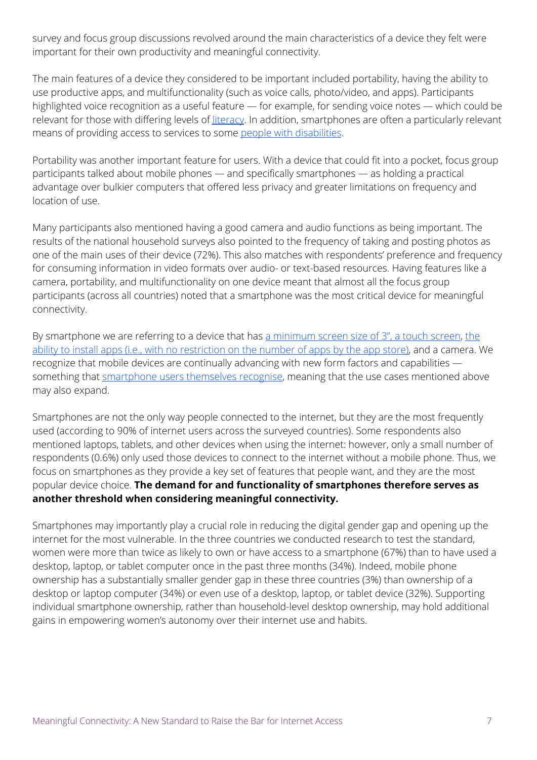survey and focus group discussions revolved around the main characteristics of a device they felt were important for their own productivity and meaningful connectivity.

The main features of a device they considered to be important included portability, having the ability to use productive apps, and multifunctionality (such as voice calls, photo/video, and apps). Participants highlighted voice recognition as a useful feature — for example, for sending voice notes — which could be relevant for those with differing levels of literacy. In addition, smartphones are often a particularly relevant means of providing access to services to some people with disabilities.

Portability was another important feature for users. With a device that could fit into a pocket, focus group participants talked about mobile phones — and specifically smartphones — as holding a practical advantage over bulkier computers that offered less privacy and greater limitations on frequency and location of use.

Many participants also mentioned having a good camera and audio functions as being important. The results of the national household surveys also pointed to the frequency of taking and posting photos as one of the main uses of their device (72%). This also matches with respondents' preference and frequency for consuming information in video formats over audio- or text-based resources. Having features like a camera, portability, and multifunctionality on one device meant that almost all the focus group participants (across all countries) noted that a smartphone was the most critical device for meaningful connectivity.

By smartphone we are referring to a device that has a minimum screen size of 3", a touch screen, the ability to install apps (i.e., with no restriction on the number of apps by the app store), and a camera. We recognize that mobile devices are continually advancing with new form factors and capabilities — something that smartphone users themselves recognise, meaning that the use cases mentioned above may also expand.

Smartphones are not the only way people connected to the internet, but they are the most frequently used (according to 90% of internet users across the surveyed countries). Some respondents also mentioned laptops, tablets, and other devices when using the internet: however, only a small number of respondents (0.6%) only used those devices to connect to the internet without a mobile phone. Thus, we focus on smartphones as they provide a key set of features that people want, and they are the most popular device choice. **The demand for and functionality of smartphones therefore serves as another threshold when considering meaningful connectivity.**

Smartphones may importantly play a crucial role in reducing the digital gender gap and opening up the internet for the most vulnerable. In the three countries we conducted research to test the standard, women were more than twice as likely to own or have access to a smartphone (67%) than to have used a desktop, laptop, or tablet computer once in the past three months (34%). Indeed, mobile phone ownership has a substantially smaller gender gap in these three countries (3%) than ownership of a desktop or laptop computer (34%) or even use of a desktop, laptop, or tablet device (32%). Supporting individual smartphone ownership, rather than household-level desktop ownership, may hold additional gains in empowering women's autonomy over their internet use and habits.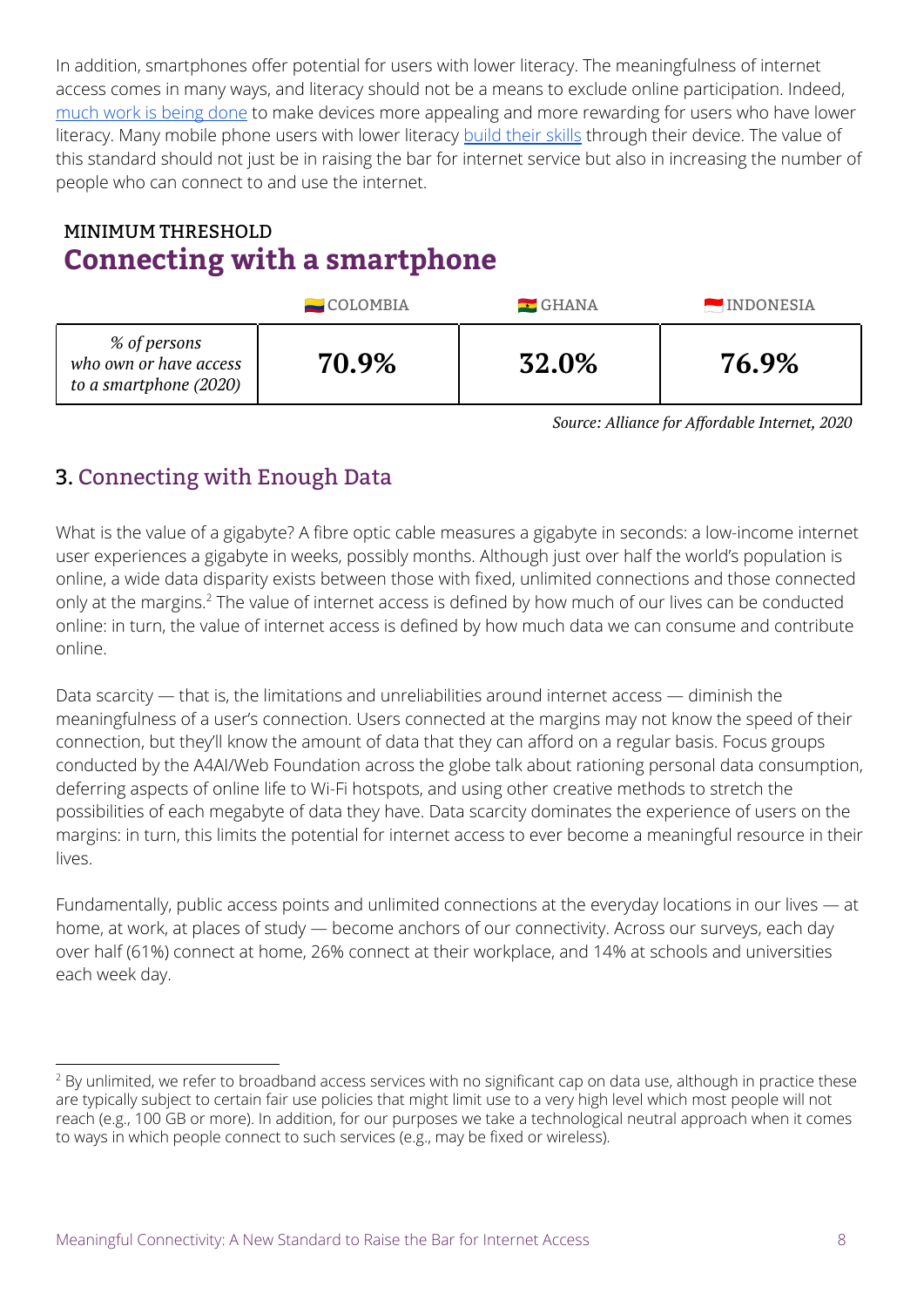In addition, smartphones offer potential for users with lower literacy. The meaningfulness of internet access comes in many ways, and literacy should not be a means to exclude online participation. Indeed, much work is being done to make devices more appealing and more rewarding for users who have lower literacy. Many mobile phone users with lower literacy build their skills through their device. The value of this standard should not just be in raising the bar for internet service but also in increasing the number of people who can connect to and use the internet.

MINIMUM THRESHOLD

## Connecting with a smartphone

| | COLOMBIA | GHANA | INDONESIA |
|---|---|---|---|
| *% of persons who own or have access to a smartphone (2020)* | **70.9%** | **32.0%** | **76.9%** |

*Source: Alliance for Affordable Internet, 2020*

## 3. Connecting with Enough Data

What is the value of a gigabyte? A fibre optic cable measures a gigabyte in seconds: a low-income internet user experiences a gigabyte in weeks, possibly months. Although just over half the world's population is online, a wide data disparity exists between those with fixed, unlimited connections and those connected only at the margins.[2] The value of internet access is defined by how much of our lives can be conducted online: in turn, the value of internet access is defined by how much data we can consume and contribute online.

Data scarcity — that is, the limitations and unreliabilities around internet access — diminish the meaningfulness of a user's connection. Users connected at the margins may not know the speed of their connection, but they'll know the amount of data that they can afford on a regular basis. Focus groups conducted by the A4AI/Web Foundation across the globe talk about rationing personal data consumption, deferring aspects of online life to Wi-Fi hotspots, and using other creative methods to stretch the possibilities of each megabyte of data they have. Data scarcity dominates the experience of users on the margins: in turn, this limits the potential for internet access to ever become a meaningful resource in their lives.

Fundamentally, public access points and unlimited connections at the everyday locations in our lives — at home, at work, at places of study — become anchors of our connectivity. Across our surveys, each day over half (61%) connect at home, 26% connect at their workplace, and 14% at schools and universities each week day.

---

[2] By unlimited, we refer to broadband access services with no significant cap on data use, although in practice these are typically subject to certain fair use policies that might limit use to a very high level which most people will not reach (e.g., 100 GB or more). In addition, for our purposes we take a technological neutral approach when it comes to ways in which people connect to such services (e.g., may be fixed or wireless).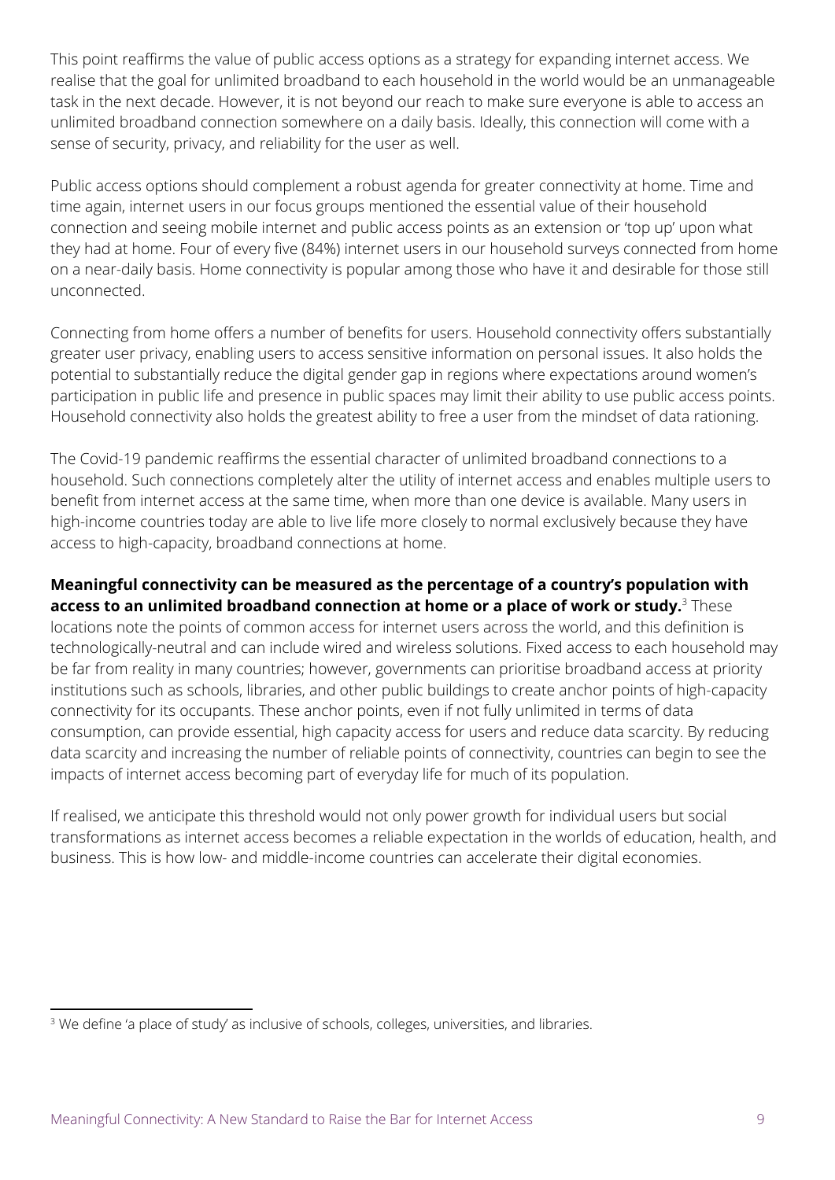This point reaffirms the value of public access options as a strategy for expanding internet access. We realise that the goal for unlimited broadband to each household in the world would be an unmanageable task in the next decade. However, it is not beyond our reach to make sure everyone is able to access an unlimited broadband connection somewhere on a daily basis. Ideally, this connection will come with a sense of security, privacy, and reliability for the user as well.

Public access options should complement a robust agenda for greater connectivity at home. Time and time again, internet users in our focus groups mentioned the essential value of their household connection and seeing mobile internet and public access points as an extension or 'top up' upon what they had at home. Four of every five (84%) internet users in our household surveys connected from home on a near-daily basis. Home connectivity is popular among those who have it and desirable for those still unconnected.

Connecting from home offers a number of benefits for users. Household connectivity offers substantially greater user privacy, enabling users to access sensitive information on personal issues. It also holds the potential to substantially reduce the digital gender gap in regions where expectations around women's participation in public life and presence in public spaces may limit their ability to use public access points. Household connectivity also holds the greatest ability to free a user from the mindset of data rationing.

The Covid-19 pandemic reaffirms the essential character of unlimited broadband connections to a household. Such connections completely alter the utility of internet access and enables multiple users to benefit from internet access at the same time, when more than one device is available. Many users in high-income countries today are able to live life more closely to normal exclusively because they have access to high-capacity, broadband connections at home.

**Meaningful connectivity can be measured as the percentage of a country's population with access to an unlimited broadband connection at home or a place of work or study.**[3] These locations note the points of common access for internet users across the world, and this definition is technologically-neutral and can include wired and wireless solutions. Fixed access to each household may be far from reality in many countries; however, governments can prioritise broadband access at priority institutions such as schools, libraries, and other public buildings to create anchor points of high-capacity connectivity for its occupants. These anchor points, even if not fully unlimited in terms of data consumption, can provide essential, high capacity access for users and reduce data scarcity. By reducing data scarcity and increasing the number of reliable points of connectivity, countries can begin to see the impacts of internet access becoming part of everyday life for much of its population.

If realised, we anticipate this threshold would not only power growth for individual users but social transformations as internet access becomes a reliable expectation in the worlds of education, health, and business. This is how low- and middle-income countries can accelerate their digital economies.

[3] We define 'a place of study' as inclusive of schools, colleges, universities, and libraries.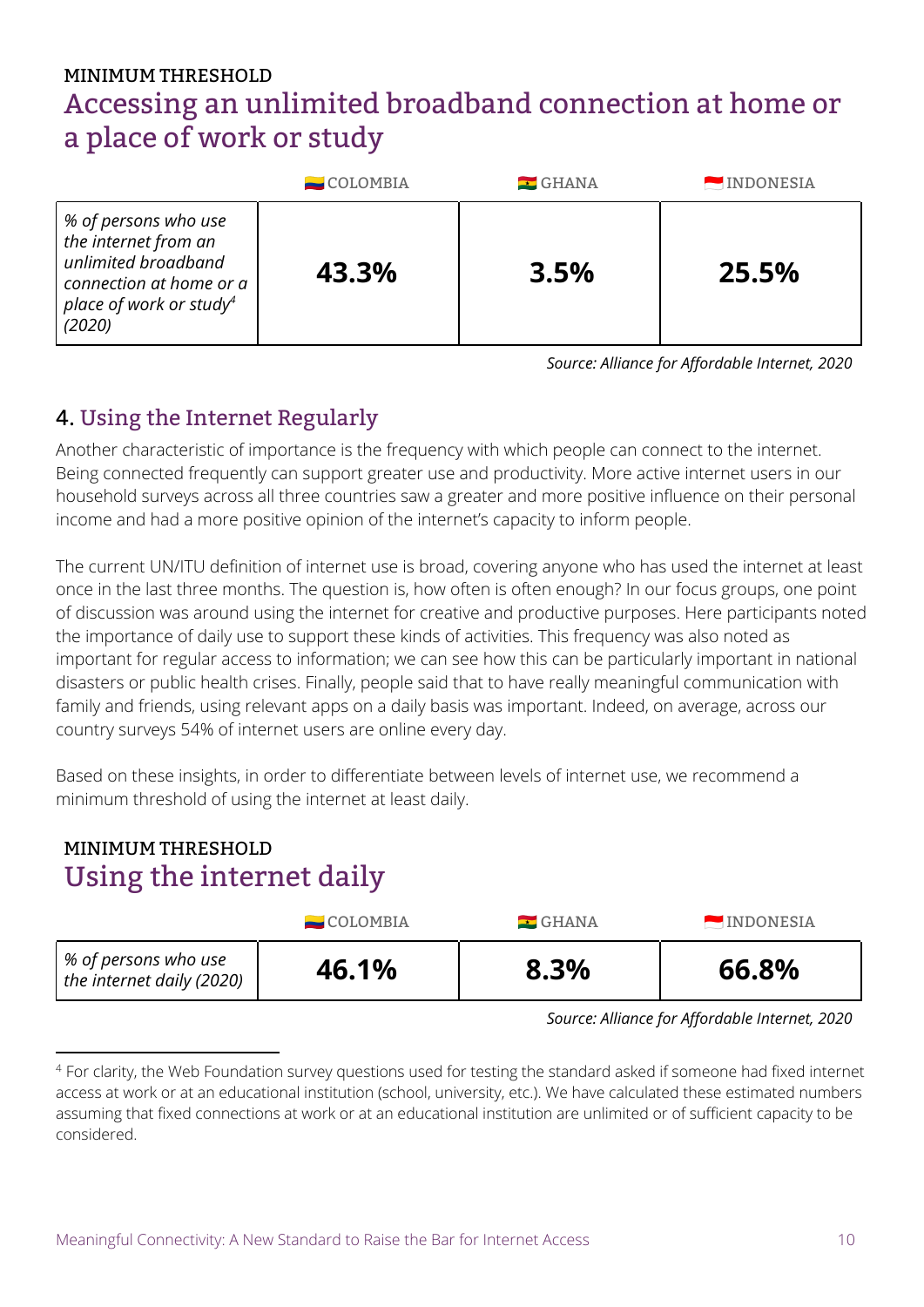MINIMUM THRESHOLD

### Accessing an unlimited broadband connection at home or a place of work or study

| | COLOMBIA | GHANA | INDONESIA |
|---|---|---|---|
| *% of persons who use the internet from an unlimited broadband connection at home or a place of work or study[4] (2020)* | **43.3%** | **3.5%** | **25.5%** |

*Source: Alliance for Affordable Internet, 2020*

## 4. Using the Internet Regularly

Another characteristic of importance is the frequency with which people can connect to the internet. Being connected frequently can support greater use and productivity. More active internet users in our household surveys across all three countries saw a greater and more positive influence on their personal income and had a more positive opinion of the internet's capacity to inform people.

The current UN/ITU definition of internet use is broad, covering anyone who has used the internet at least once in the last three months. The question is, how often is often enough? In our focus groups, one point of discussion was around using the internet for creative and productive purposes. Here participants noted the importance of daily use to support these kinds of activities. This frequency was also noted as important for regular access to information; we can see how this can be particularly important in national disasters or public health crises. Finally, people said that to have really meaningful communication with family and friends, using relevant apps on a daily basis was important. Indeed, on average, across our country surveys 54% of internet users are online every day.

Based on these insights, in order to differentiate between levels of internet use, we recommend a minimum threshold of using the internet at least daily.

MINIMUM THRESHOLD

### Using the internet daily

| | COLOMBIA | GHANA | INDONESIA |
|---|---|---|---|
| *% of persons who use the internet daily (2020)* | **46.1%** | **8.3%** | **66.8%** |

*Source: Alliance for Affordable Internet, 2020*

---

[4] For clarity, the Web Foundation survey questions used for testing the standard asked if someone had fixed internet access at work or at an educational institution (school, university, etc.). We have calculated these estimated numbers assuming that fixed connections at work or at an educational institution are unlimited or of sufficient capacity to be considered.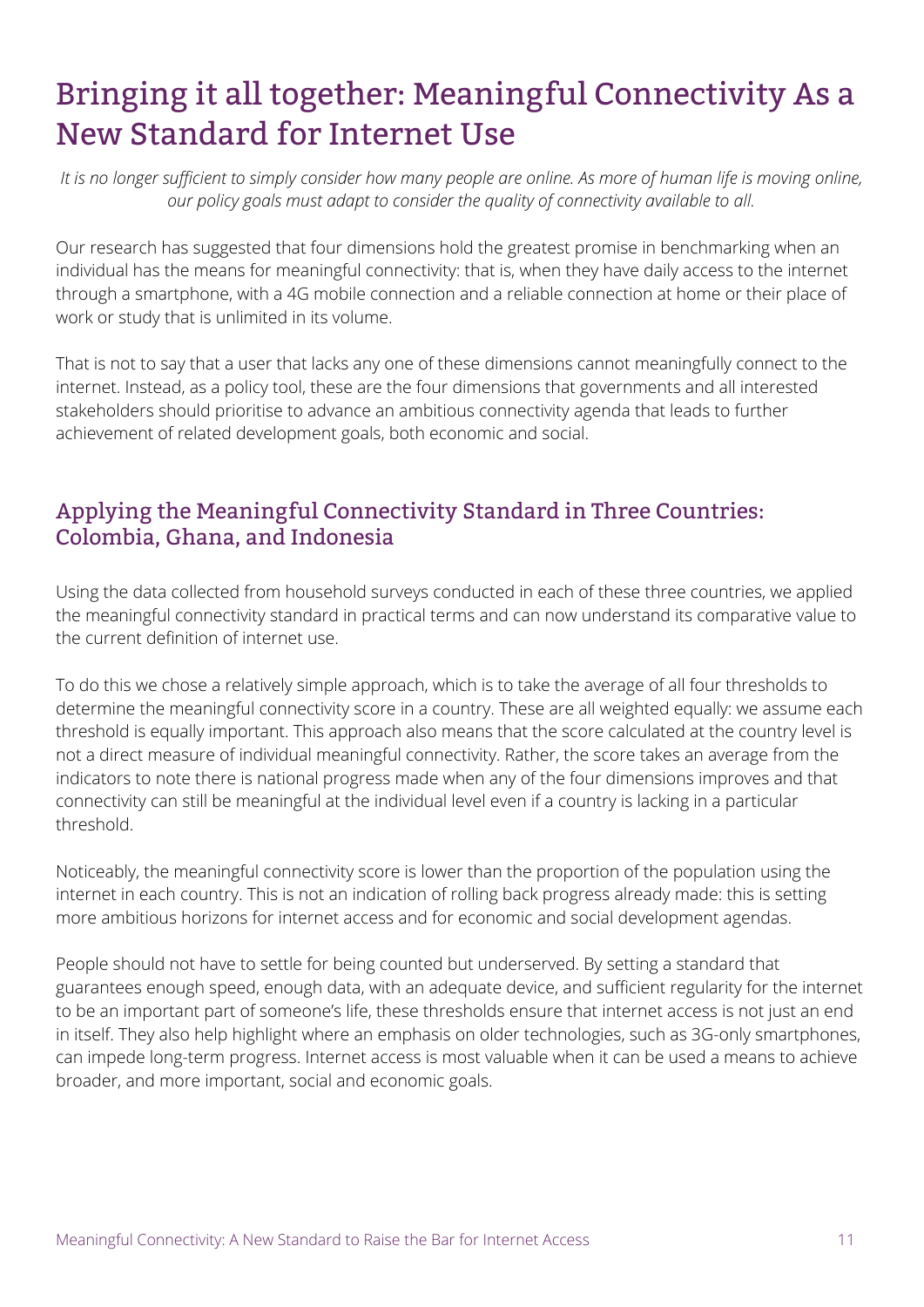# Bringing it all together: Meaningful Connectivity As a New Standard for Internet Use

*It is no longer sufficient to simply consider how many people are online. As more of human life is moving online, our policy goals must adapt to consider the quality of connectivity available to all.*

Our research has suggested that four dimensions hold the greatest promise in benchmarking when an individual has the means for meaningful connectivity: that is, when they have daily access to the internet through a smartphone, with a 4G mobile connection and a reliable connection at home or their place of work or study that is unlimited in its volume.

That is not to say that a user that lacks any one of these dimensions cannot meaningfully connect to the internet. Instead, as a policy tool, these are the four dimensions that governments and all interested stakeholders should prioritise to advance an ambitious connectivity agenda that leads to further achievement of related development goals, both economic and social.

## Applying the Meaningful Connectivity Standard in Three Countries: Colombia, Ghana, and Indonesia

Using the data collected from household surveys conducted in each of these three countries, we applied the meaningful connectivity standard in practical terms and can now understand its comparative value to the current definition of internet use.

To do this we chose a relatively simple approach, which is to take the average of all four thresholds to determine the meaningful connectivity score in a country. These are all weighted equally: we assume each threshold is equally important. This approach also means that the score calculated at the country level is not a direct measure of individual meaningful connectivity. Rather, the score takes an average from the indicators to note there is national progress made when any of the four dimensions improves and that connectivity can still be meaningful at the individual level even if a country is lacking in a particular threshold.

Noticeably, the meaningful connectivity score is lower than the proportion of the population using the internet in each country. This is not an indication of rolling back progress already made: this is setting more ambitious horizons for internet access and for economic and social development agendas.

People should not have to settle for being counted but underserved. By setting a standard that guarantees enough speed, enough data, with an adequate device, and sufficient regularity for the internet to be an important part of someone's life, these thresholds ensure that internet access is not just an end in itself. They also help highlight where an emphasis on older technologies, such as 3G-only smartphones, can impede long-term progress. Internet access is most valuable when it can be used a means to achieve broader, and more important, social and economic goals.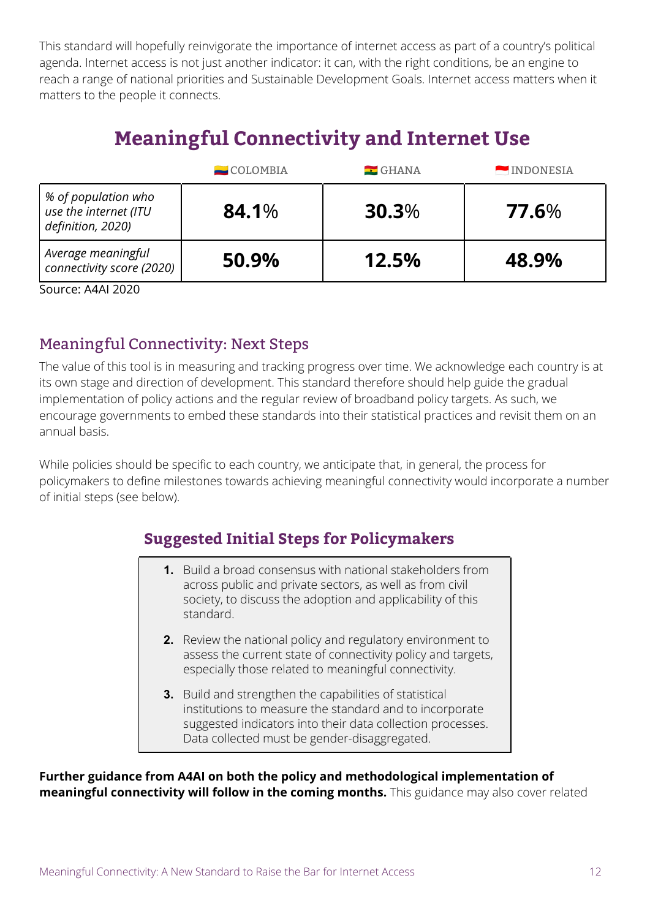This standard will hopefully reinvigorate the importance of internet access as part of a country's political agenda. Internet access is not just another indicator: it can, with the right conditions, be an engine to reach a range of national priorities and Sustainable Development Goals. Internet access matters when it matters to the people it connects.

## Meaningful Connectivity and Internet Use

| | COLOMBIA | GHANA | INDONESIA |
|---|---|---|---|
| *% of population who use the internet (ITU definition, 2020)* | **84.1**% | **30.3**% | **77.6**% |
| *Average meaningful connectivity score (2020)* | **50.9%** | **12.5%** | **48.9%** |

Source: A4AI 2020

## Meaningful Connectivity: Next Steps

The value of this tool is in measuring and tracking progress over time. We acknowledge each country is at its own stage and direction of development. This standard therefore should help guide the gradual implementation of policy actions and the regular review of broadband policy targets. As such, we encourage governments to embed these standards into their statistical practices and revisit them on an annual basis.

While policies should be specific to each country, we anticipate that, in general, the process for policymakers to define milestones towards achieving meaningful connectivity would incorporate a number of initial steps (see below).

### Suggested Initial Steps for Policymakers

1. Build a broad consensus with national stakeholders from across public and private sectors, as well as from civil society, to discuss the adoption and applicability of this standard.
2. Review the national policy and regulatory environment to assess the current state of connectivity policy and targets, especially those related to meaningful connectivity.
3. Build and strengthen the capabilities of statistical institutions to measure the standard and to incorporate suggested indicators into their data collection processes. Data collected must be gender-disaggregated.

**Further guidance from A4AI on both the policy and methodological implementation of meaningful connectivity will follow in the coming months.** This guidance may also cover related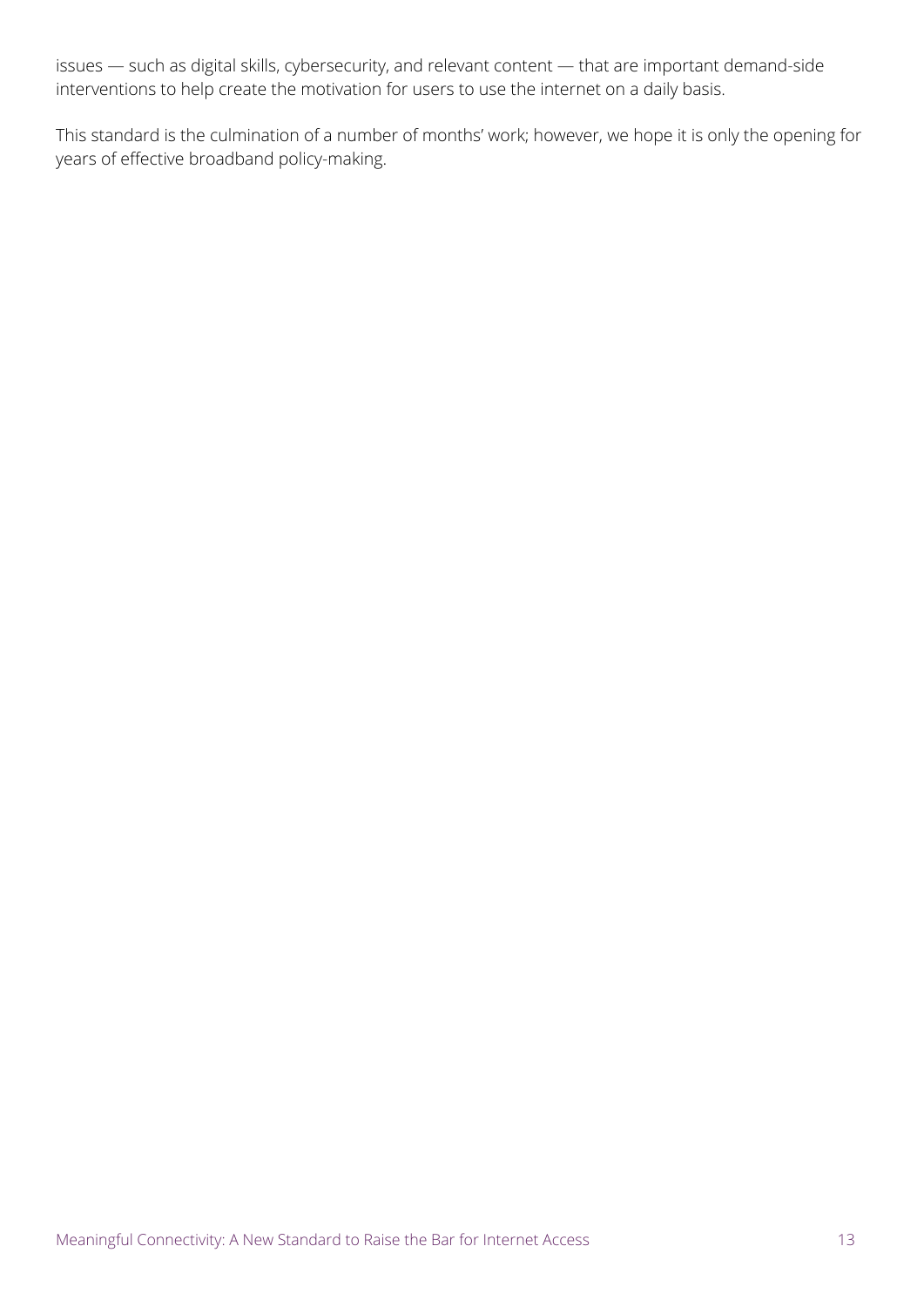issues — such as digital skills, cybersecurity, and relevant content — that are important demand-side interventions to help create the motivation for users to use the internet on a daily basis.

This standard is the culmination of a number of months' work; however, we hope it is only the opening for years of effective broadband policy-making.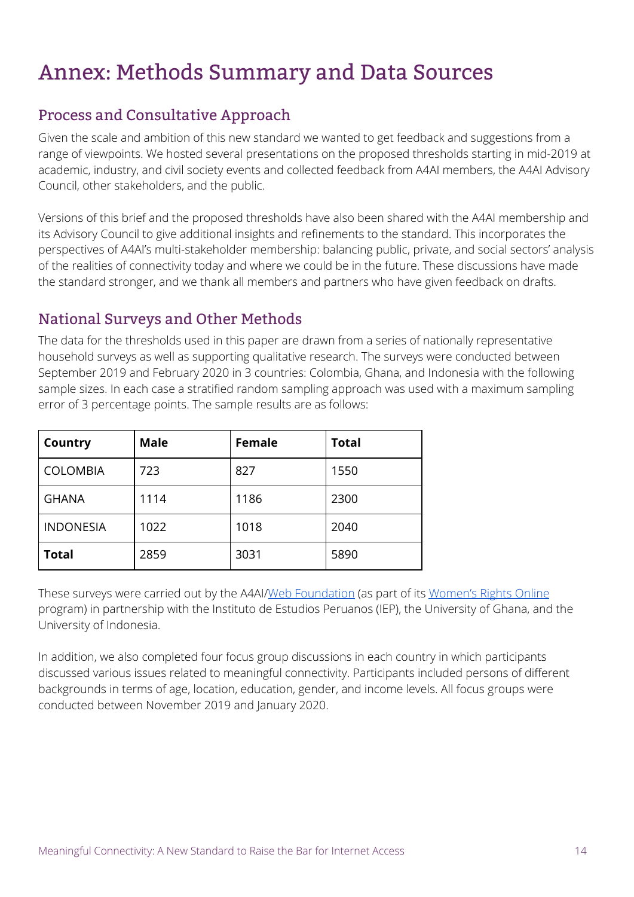# Annex: Methods Summary and Data Sources

## Process and Consultative Approach

Given the scale and ambition of this new standard we wanted to get feedback and suggestions from a range of viewpoints. We hosted several presentations on the proposed thresholds starting in mid-2019 at academic, industry, and civil society events and collected feedback from A4AI members, the A4AI Advisory Council, other stakeholders, and the public.

Versions of this brief and the proposed thresholds have also been shared with the A4AI membership and its Advisory Council to give additional insights and refinements to the standard. This incorporates the perspectives of A4AI's multi-stakeholder membership: balancing public, private, and social sectors' analysis of the realities of connectivity today and where we could be in the future. These discussions have made the standard stronger, and we thank all members and partners who have given feedback on drafts.

## National Surveys and Other Methods

The data for the thresholds used in this paper are drawn from a series of nationally representative household surveys as well as supporting qualitative research. The surveys were conducted between September 2019 and February 2020 in 3 countries: Colombia, Ghana, and Indonesia with the following sample sizes. In each case a stratified random sampling approach was used with a maximum sampling error of 3 percentage points. The sample results are as follows:

| Country | Male | Female | Total |
|---|---|---|---|
| COLOMBIA | 723 | 827 | 1550 |
| GHANA | 1114 | 1186 | 2300 |
| INDONESIA | 1022 | 1018 | 2040 |
| **Total** | 2859 | 3031 | 5890 |

These surveys were carried out by the A4AI/Web Foundation (as part of its Women's Rights Online program) in partnership with the Instituto de Estudios Peruanos (IEP), the University of Ghana, and the University of Indonesia.

In addition, we also completed four focus group discussions in each country in which participants discussed various issues related to meaningful connectivity. Participants included persons of different backgrounds in terms of age, location, education, gender, and income levels. All focus groups were conducted between November 2019 and January 2020.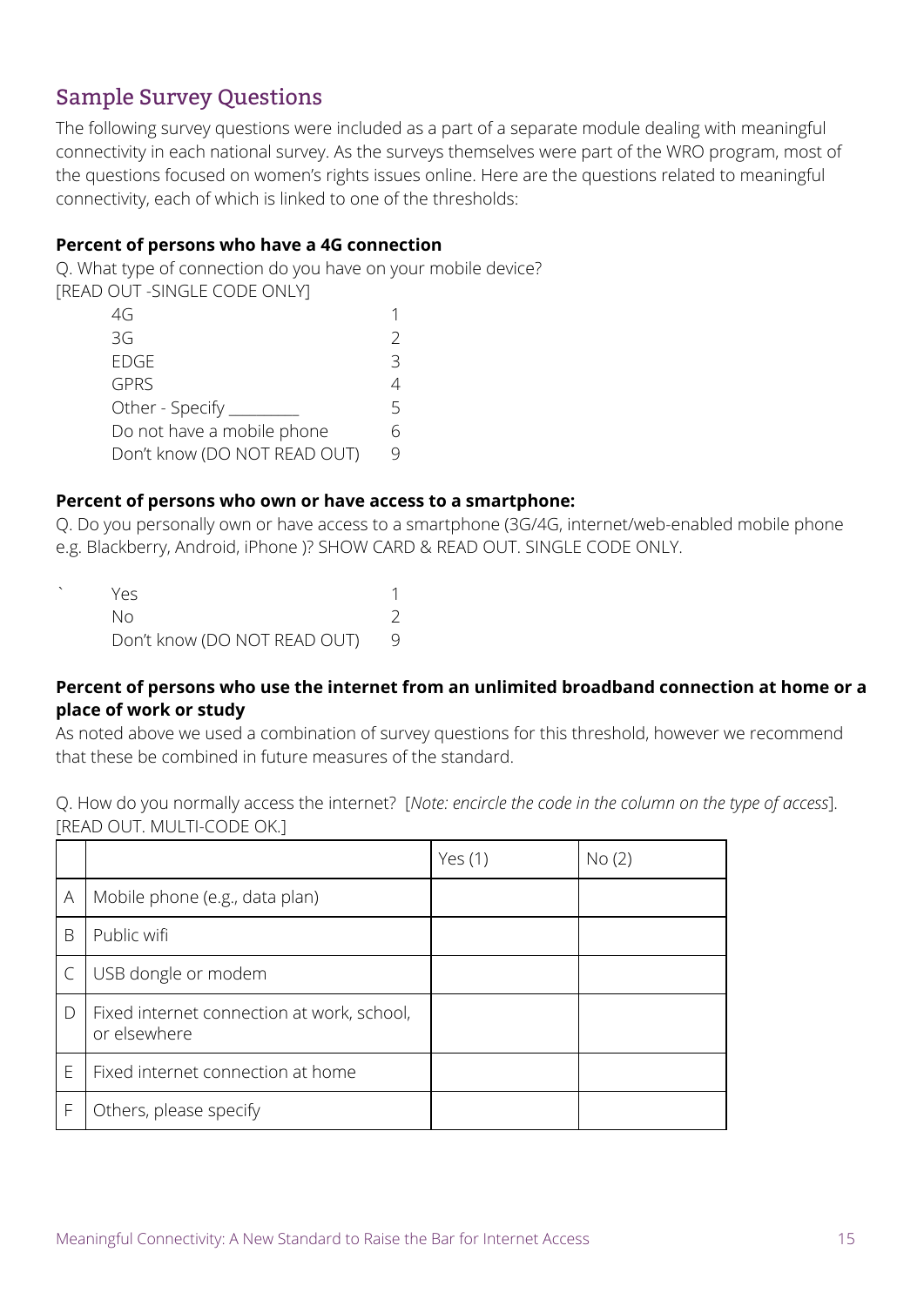## Sample Survey Questions

The following survey questions were included as a part of a separate module dealing with meaningful connectivity in each national survey. As the surveys themselves were part of the WRO program, most of the questions focused on women's rights issues online. Here are the questions related to meaningful connectivity, each of which is linked to one of the thresholds:

**Percent of persons who have a 4G connection**

Q. What type of connection do you have on your mobile device?
[READ OUT -SINGLE CODE ONLY]

| | |
|---|---|
| 4G | 1 |
| 3G | 2 |
| EDGE | 3 |
| GPRS | 4 |
| Other - Specify ________ | 5 |
| Do not have a mobile phone | 6 |
| Don't know (DO NOT READ OUT) | 9 |

**Percent of persons who own or have access to a smartphone:**

Q. Do you personally own or have access to a smartphone (3G/4G, internet/web-enabled mobile phone e.g. Blackberry, Android, iPhone )? SHOW CARD & READ OUT. SINGLE CODE ONLY.

| | |
|---|---|
| Yes | 1 |
| No | 2 |
| Don't know (DO NOT READ OUT) | 9 |

**Percent of persons who use the internet from an unlimited broadband connection at home or a place of work or study**

As noted above we used a combination of survey questions for this threshold, however we recommend that these be combined in future measures of the standard.

Q. How do you normally access the internet? [*Note: encircle the code in the column on the type of access*]. [READ OUT. MULTI-CODE OK.]

| | | Yes (1) | No (2) |
|---|---|---|---|
| A | Mobile phone (e.g., data plan) | | |
| B | Public wifi | | |
| C | USB dongle or modem | | |
| D | Fixed internet connection at work, school, or elsewhere | | |
| E | Fixed internet connection at home | | |
| F | Others, please specify | | |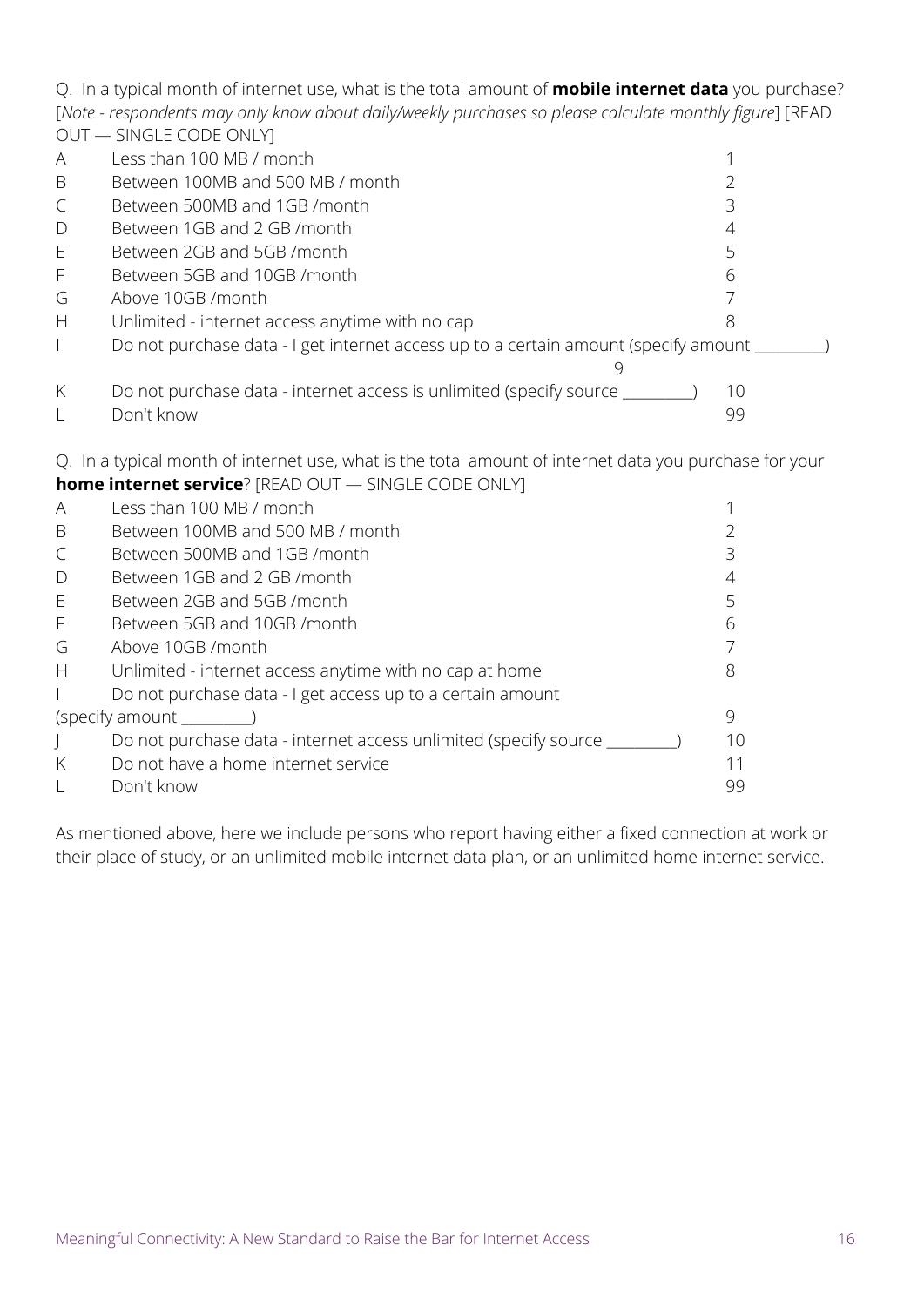Q. In a typical month of internet use, what is the total amount of **mobile internet data** you purchase? [*Note - respondents may only know about daily/weekly purchases so please calculate monthly figure*] [READ OUT — SINGLE CODE ONLY]

| | | |
|---|---|---|
| A | Less than 100 MB / month | 1 |
| B | Between 100MB and 500 MB / month | 2 |
| C | Between 500MB and 1GB /month | 3 |
| D | Between 1GB and 2 GB /month | 4 |
| E | Between 2GB and 5GB /month | 5 |
| F | Between 5GB and 10GB /month | 6 |
| G | Above 10GB /month | 7 |
| H | Unlimited - internet access anytime with no cap | 8 |
| I | Do not purchase data - I get internet access up to a certain amount (specify amount _________) | 9 |
| K | Do not purchase data - internet access is unlimited (specify source _________) | 10 |
| L | Don't know | 99 |

Q. In a typical month of internet use, what is the total amount of internet data you purchase for your **home internet service**? [READ OUT — SINGLE CODE ONLY]

| | | |
|---|---|---|
| A | Less than 100 MB / month | 1 |
| B | Between 100MB and 500 MB / month | 2 |
| C | Between 500MB and 1GB /month | 3 |
| D | Between 1GB and 2 GB /month | 4 |
| E | Between 2GB and 5GB /month | 5 |
| F | Between 5GB and 10GB /month | 6 |
| G | Above 10GB /month | 7 |
| H | Unlimited - internet access anytime with no cap at home | 8 |
| I | Do not purchase data - I get access up to a certain amount (specify amount _________) | 9 |
| J | Do not purchase data - internet access unlimited (specify source _________) | 10 |
| K | Do not have a home internet service | 11 |
| L | Don't know | 99 |

As mentioned above, here we include persons who report having either a fixed connection at work or their place of study, or an unlimited mobile internet data plan, or an unlimited home internet service.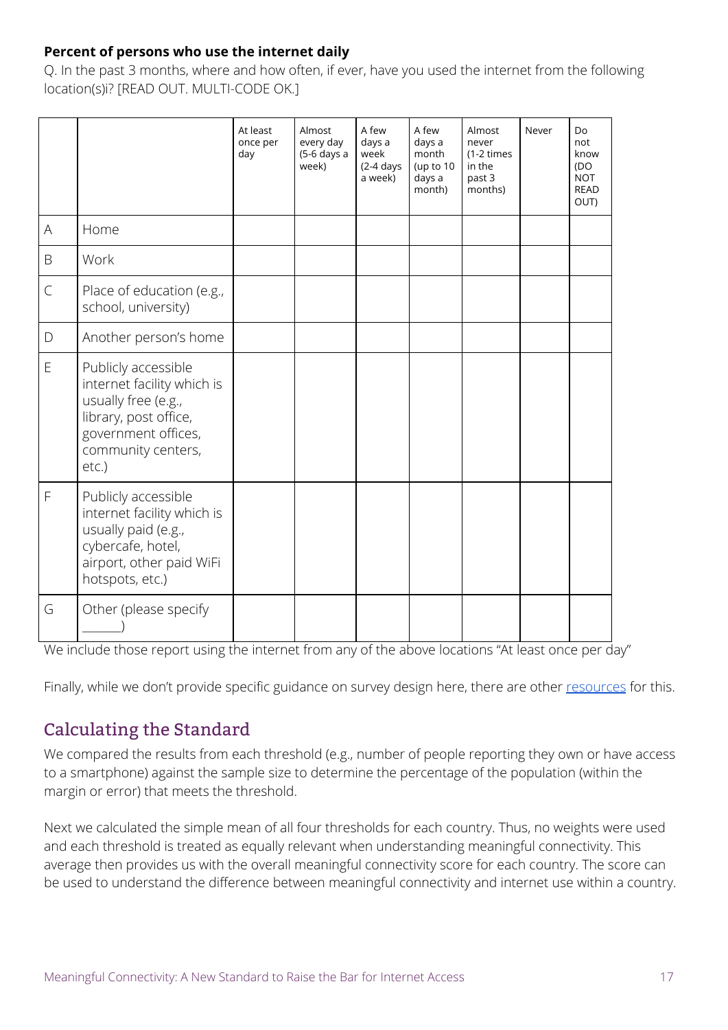**Percent of persons who use the internet daily**

Q. In the past 3 months, where and how often, if ever, have you used the internet from the following location(s)i? [READ OUT. MULTI-CODE OK.]

| | | At least once per day | Almost every day (5-6 days a week) | A few days a week (2-4 days a week) | A few days a month (up to 10 days a month) | Almost never (1-2 times in the past 3 months) | Never | Do not know (DO NOT READ OUT) |
|---|---|---|---|---|---|---|---|---|
| A | Home | | | | | | | |
| B | Work | | | | | | | |
| C | Place of education (e.g., school, university) | | | | | | | |
| D | Another person's home | | | | | | | |
| E | Publicly accessible internet facility which is usually free (e.g., library, post office, government offices, community centers, etc.) | | | | | | | |
| F | Publicly accessible internet facility which is usually paid (e.g., cybercafe, hotel, airport, other paid WiFi hotspots, etc.) | | | | | | | |
| G | Other (please specify ______) | | | | | | | |

We include those report using the internet from any of the above locations "At least once per day"

Finally, while we don't provide specific guidance on survey design here, there are other resources for this.

## Calculating the Standard

We compared the results from each threshold (e.g., number of people reporting they own or have access to a smartphone) against the sample size to determine the percentage of the population (within the margin or error) that meets the threshold.

Next we calculated the simple mean of all four thresholds for each country. Thus, no weights were used and each threshold is treated as equally relevant when understanding meaningful connectivity. This average then provides us with the overall meaningful connectivity score for each country. The score can be used to understand the difference between meaningful connectivity and internet use within a country.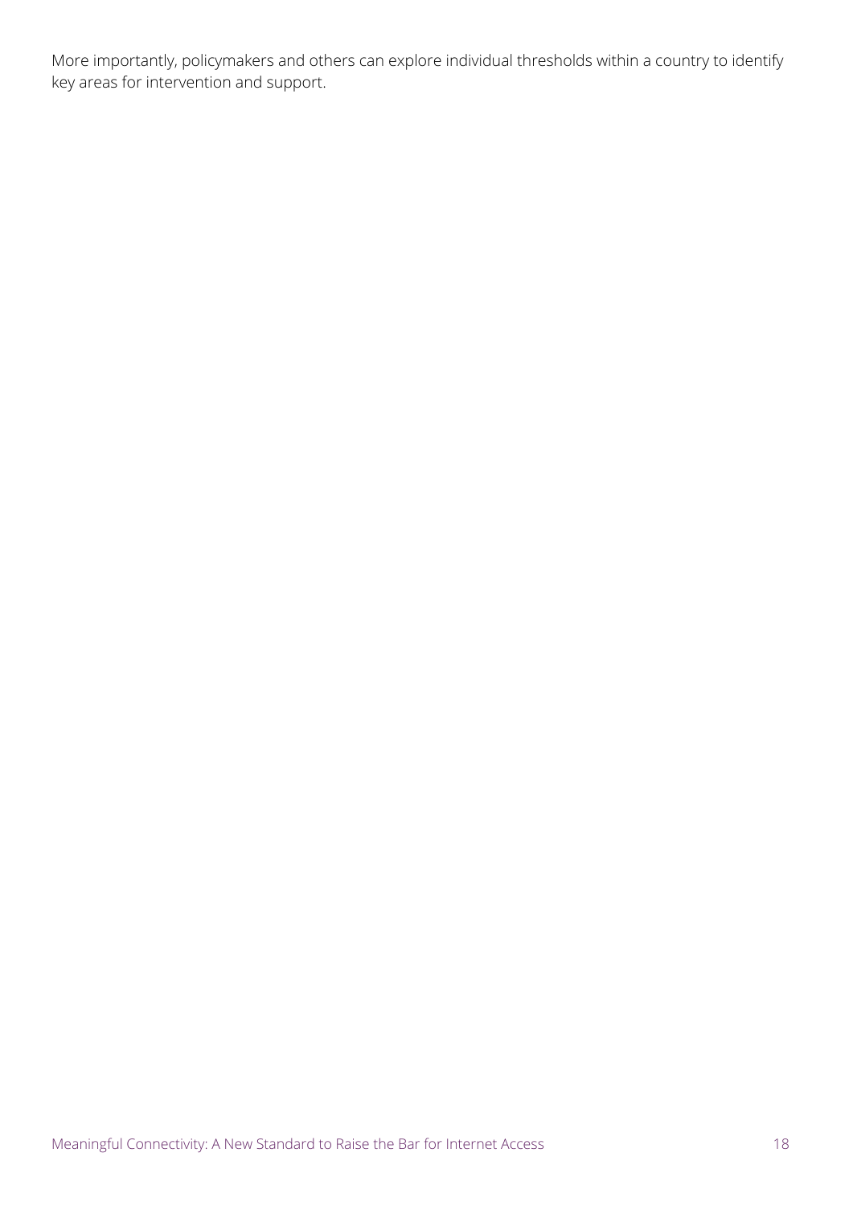More importantly, policymakers and others can explore individual thresholds within a country to identify key areas for intervention and support.